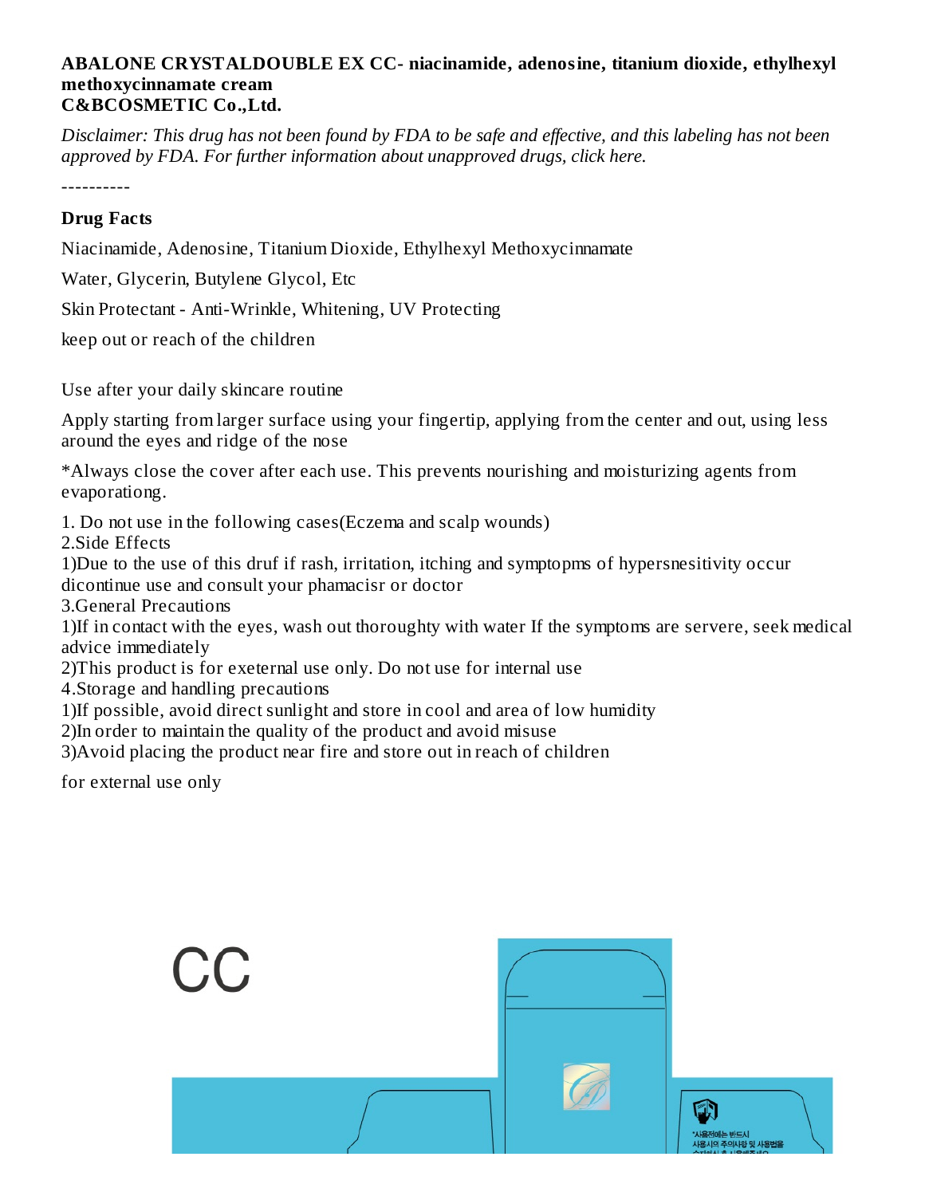**ABALONE CRYSTALDOUBLE EX CC- niacinamide, adenosine, titanium dioxide, ethylhexyl methoxycinnamate cream**
**C&BCOSMETIC Co.,Ltd.**

*Disclaimer: This drug has not been found by FDA to be safe and effective, and this labeling has not been approved by FDA. For further information about unapproved drugs, click here.*

----------

**Drug Facts**

Niacinamide, Adenosine, Titanium Dioxide, Ethylhexyl Methoxycinnamate

Water, Glycerin, Butylene Glycol, Etc

Skin Protectant - Anti-Wrinkle, Whitening, UV Protecting

keep out or reach of the children

Use after your daily skincare routine

Apply starting from larger surface using your fingertip, applying from the center and out, using less around the eyes and ridge of the nose

*Always close the cover after each use. This prevents nourishing and moisturizing agents from evaporationg.

1. Do not use in the following cases(Eczema and scalp wounds)
2.Side Effects
1)Due to the use of this druf if rash, irritation, itching and symptopms of hypersnesitivity occur dicontinue use and consult your phamacisr or doctor
3.General Precautions
1)If in contact with the eyes, wash out thoroughty with water If the symptoms are servere, seek medical advice immediately
2)This product is for exeternal use only. Do not use for internal use
4.Storage and handling precautions
1)If possible, avoid direct sunlight and store in cool and area of low humidity
2)In order to maintain the quality of the product and avoid misuse
3)Avoid placing the product near fire and store out in reach of children

for external use only

CC

*사용전에는 반드시
사용시의 주의사항 및 사용법을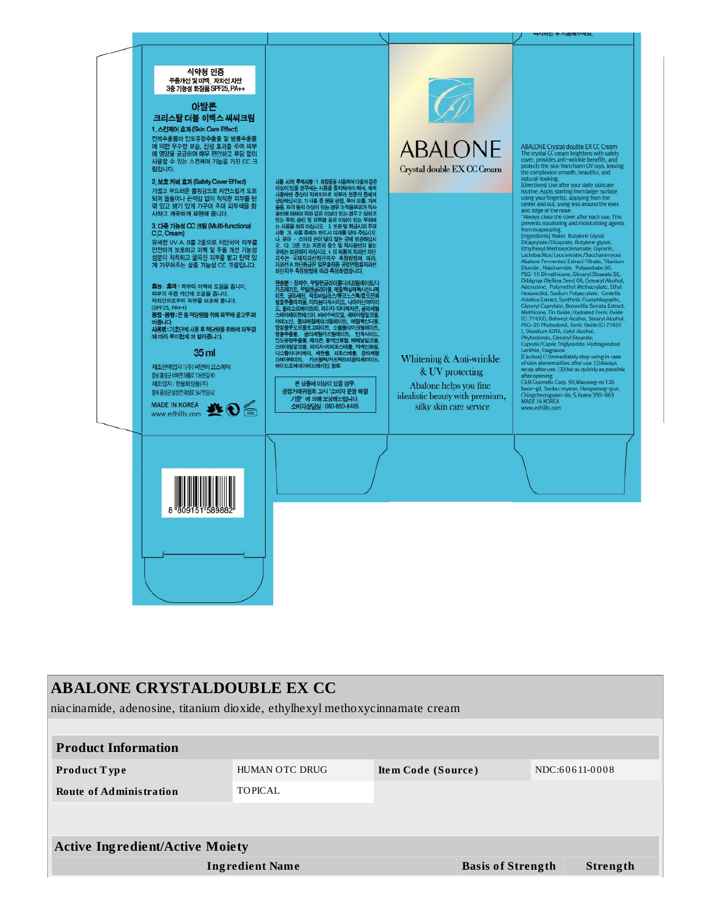식약청 인증
주름개선 및 미백, 자외선 차단
3중 기능성 화장품 SPF25, PA++

아발론
크리스탈 더블 이엑스 씨씨크림

1. 스킨케어 효과 (Skin Care Effect)
전복추출물과 인도유향추출물 및 병풀추출물에 의한 우수한 보습, 진정 효과를 주며 피부에 영양을 공급하여 매우 편안하고 부담 없이 사용할 수 있는 스킨케어 기능을 가진 CC 크림입니다.

2. 보호 커버 효과 (Safety Cover Effect)
가볍고 부드러운 롤링감으로 자연스럽게 도포되며 들뜸이나 끈적임 없이 칙칙한 피부를 탄력 있고 생기 있게 가꾸어 주어 피부색을 화사하고 깨끗하게 표현해 줍니다.

3. 다중 기능성 CC 크림 (Multi-functional C.C, Cream)
유해한 UV A, B를 2중으로 차단하여 피부를 안전하게 보호하고 미백 및 주름 개선 기능성 성분이 칙칙하고 굴곡진 피부를 밝고 탄력 있게 가꾸어주는 삼중 기능성 CC 크림입니다.

효능 · 효과 : 피부의 미백에 도움을 줍니다.
피부의 주름 개선에 도움을 줍니다.
자외선으로부터 피부를 보호해 줍니다.
(SPF25, PA++)
용법 · 용량 : 본 품 적당량을 취해 피부에 골고루 펴 바릅니다.
사용법 : 1.초단계 사용 후 적당량을 취하여 피부결에 따라 부드럽게 펴 발라줍니다.

35 ml

제조판매업자 : (주) 씨앤비코스메틱
충남 홍성군 서부면 와룡로 126번길 90
제조업자 : 한불화장품(주)
충북 음성군 삼성면 대성로 547번길 62

MADE IN KOREA
www.edhills.com

사용 시의 주의사항 : 1. 화장품을 사용하여 다음과 같은 이상이 있을 경우에는 사용을 중지하여야 하며, 계속 사용하면 증상이 악화되므로 피부과 전문의 등에게 상담하십시오. 1) 사용 중 붉은 반점, 부어 오름, 가려움증, 자극 등의 이상이 있는 경우 2) 적용부위가 직사광선에 의하여 위와 같은 이상이 있는 경우 2. 상처가 있는 부위, 습진 및 피부염 등의 이상이 있는 부위에는 사용을 하지 마십시오. 3. 보관 및 취급시의 주의사항 가. 사용 후에는 반드시 마개를 닫아 주십시오. 나. 유아 · 소아의 손이 닿지 않는 곳에 보관하십시오. 다. 고온 또는 저온의 장소 및 직사광선이 닿는 곳에는 보관하지 마십시오. 4. 이 제품의 자외선 차단지수는 국제자외선차단지수 측정방법에 따라, 자외선 A 차단등급은 일본화장품 공업연합회자외선차단지수 측정방법에 따라 측정하였습니다.

전성분 : 정제수, 부틸렌글라이콜다이카프릴레이트/다이카프레이트, 부틸렌글라이콜, 에틸헥실메톡시신나메이트, 글리세린, 락토바실러스/류코노스톡/사카로마이세스/전복발효추출여과물, 티타늄디옥사이드, 나이아신아마이드, 폴리소르베이트60, 피이지-10다이메티콘, 글리세릴스테아레이트에스이, 바바수씨오일, 세테아릴알코올, 아데노신, 폴리메틸메타크릴레이트, 에틸헥산다이올, 합성플루오로플로고파이트, 소듐폴리아크릴레이트, 병풀추출물, 글리세릴카프릴레이트, 틴옥사이드, 인도유향추출물, 메치콘, 황색산화철, 베헤닐알코올, 스테아릴알코올, 피이지-20피토스테롤, 적색산화철, 디소듐이디티에이, 세틸알코올, 피토스테롤, 글리세릴스테아레이트, 카프릴릭/카프릭트리글리세라이드, 하이드로제네이티드레시틴, 향료

본 상품에 이상이 있을 경우, 공정거래위원회 고시 "소비자 분쟁 해결 기준" 에 의해 보상해드립니다.
소비자상담실 : 080-850-6485

ABALONE
Crystal double EX CC Cream

Whitening & Anti-wrinkle
& UV protecting

Abalone helps you fine idealistic beauty with premium, silky skin care service

ABALONE Crystal double EX CC Cream
The crystal CC cream brightens with safety cover, provides anti-wrinkle benefits, and protects the skin from harm UV rays, leaving the complexion smooth, beautiful, and natural-looking.
[Directions] Use after your daily skincare routine. Apply starting from larger surface using your fingertip, applying from the center and out, using less around the eyes and ridge of the nose.
*Always close the cover after each use. This prevents nourishing and moisturizing agents from evaporating.
[Ingredients] Water, Butylene Glycol Dicaprylate/Dicaprate, Butylene glycol, Ethylhexyl Methoxycinnamate, Glycerin, Lactobacillus/Leuconostoc/Saccharomyces Abalone Fermented Extract Filtrate, Titanium Dioxide, Niacinamide, Polysorbate 60, PEG-10 Dimethicone, Glyceryl Stearate SE, Orbignya Oleifera Seed Oil, Cetearyl Alcohol, Adenosine, Polymethyl Methacrylate, Ethyl Hexanediol, Sodium Polyacrylate, Centella Asiatica Extract, Synthetic Fluorphlogopite, Glyceryl Caprylate, Boswellia Serrata Extract, Methicone, Tin Oxide, Hydrated Ferric Oxide (CI 77492), Behenyl Alcohol, Stearyl Alcohol, PEG-20 Phytosterol, Ferric Oxide (CI 77491), Disodium EDTA, Cetyl Alcohol, Phytosterols, Glyceryl Stearate, Caprylic/Capric Triglyceride, Hydrogenated Lecithin, Fragrance
[Caution] (1)Immediately stop using in case of skin abnormalities after use. (2)Always recap after use. (3)Use as quickly as possible after opening.
C&B Cosmetic Corp. 90,Waryong-ro 126 beon-gil, Seobu-myeon, Hongseong-gun, Chingcheongnam-do, S.Korea 350-863
MADE IN KOREA
www.edhills.com

8 809151 589882

# ABALONE CRYSTALDOUBLE EX CC

niacinamide, adenosine, titanium dioxide, ethylhexyl methoxycinnamate cream

| Product Information | | | |
|---|---|---|---|
| **Product Type** | HUMAN OTC DRUG | **Item Code (Source)** | NDC:60611-0008 |
| **Route of Administration** | TOPICAL | | |

| Active Ingredient/Active Moiety | | |
|---|---|---|
| **Ingredient Name** | **Basis of Strength** | **Strength** |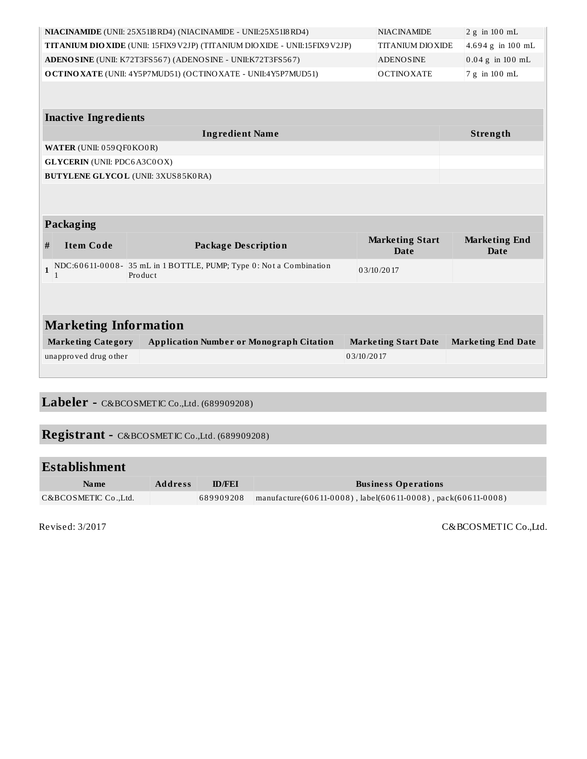| | | |
|---|---|---|
| **NIACINAMIDE** (UNII: 25X51I8RD4) (NIACINAMIDE - UNII:25X51I8RD4) | NIACINAMIDE | 2 g in 100 mL |
| **TITANIUM DIOXIDE** (UNII: 15FIX9V2JP) (TITANIUM DIOXIDE - UNII:15FIX9V2JP) | TITANIUM DIOXIDE | 4.694 g in 100 mL |
| **ADENOSINE** (UNII: K72T3FS567) (ADENOSINE - UNII:K72T3FS567) | ADENOSINE | 0.04 g in 100 mL |
| **OCTINOXATE** (UNII: 4Y5P7MUD51) (OCTINOXATE - UNII:4Y5P7MUD51) | OCTINOXATE | 7 g in 100 mL |

## Inactive Ingredients

| Ingredient Name | Strength |
|---|---|
| **WATER** (UNII: 059QF0KO0R) | |
| **GLYCERIN** (UNII: PDC6A3C0OX) | |
| **BUTYLENE GLYCOL** (UNII: 3XUS85K0RA) | |

## Packaging

| # | Item Code | Package Description | Marketing Start Date | Marketing End Date |
|---|---|---|---|---|
| 1 | NDC:60611-0008-1 | 35 mL in 1 BOTTLE, PUMP; Type 0: Not a Combination Product | 03/10/2017 | |

## Marketing Information

| Marketing Category | Application Number or Monograph Citation | Marketing Start Date | Marketing End Date |
|---|---|---|---|
| unapproved drug other | | 03/10/2017 | |

## Labeler - C&BCOSMETIC Co.,Ltd. (689909208)

## Registrant - C&BCOSMETIC Co.,Ltd. (689909208)

## Establishment

| Name | Address | ID/FEI | Business Operations |
|---|---|---|---|
| C&BCOSMETIC Co.,Ltd. | | 689909208 | manufacture(60611-0008), label(60611-0008), pack(60611-0008) |

Revised: 3/2017

C&BCOSMETIC Co.,Ltd.